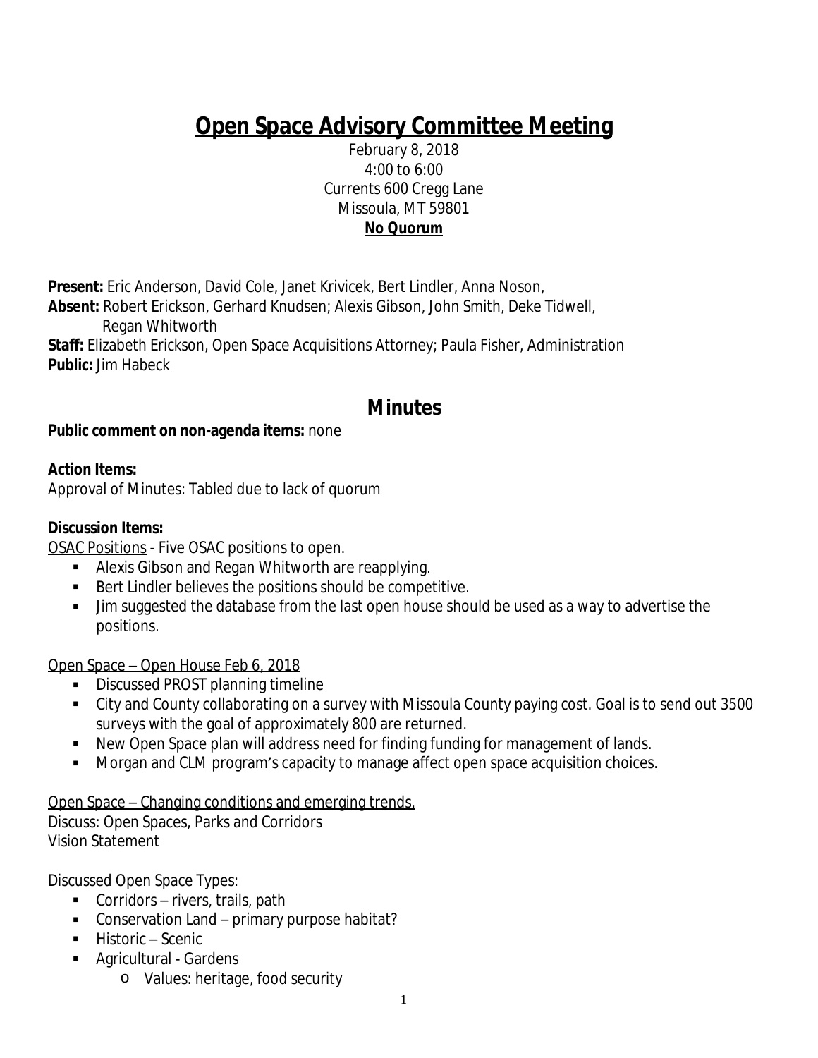# Open Space Advisory Committee Meeting

February 8, 2018
4:00 to 6:00
Currents 600 Cregg Lane
Missoula, MT 59801
**No Quorum**

**Present:** Eric Anderson, David Cole, Janet Krivicek, Bert Lindler, Anna Noson,
**Absent:** Robert Erickson, Gerhard Knudsen; Alexis Gibson, John Smith, Deke Tidwell, Regan Whitworth
**Staff:** Elizabeth Erickson, Open Space Acquisitions Attorney; Paula Fisher, Administration
**Public:** Jim Habeck

## Minutes

**Public comment on non-agenda items:** none

**Action Items:**
Approval of Minutes: Tabled due to lack of quorum

**Discussion Items:**
OSAC Positions - Five OSAC positions to open.

- Alexis Gibson and Regan Whitworth are reapplying.
- Bert Lindler believes the positions should be competitive.
- Jim suggested the database from the last open house should be used as a way to advertise the positions.

Open Space – Open House Feb 6, 2018

- Discussed PROST planning timeline
- City and County collaborating on a survey with Missoula County paying cost. Goal is to send out 3500 surveys with the goal of approximately 800 are returned.
- New Open Space plan will address need for finding funding for management of lands.
- Morgan and CLM program's capacity to manage affect open space acquisition choices.

Open Space – Changing conditions and emerging trends.
Discuss: Open Spaces, Parks and Corridors
Vision Statement

Discussed Open Space Types:

- Corridors – rivers, trails, path
- Conservation Land – primary purpose habitat?
- Historic – Scenic
- Agricultural - Gardens
    - Values: heritage, food security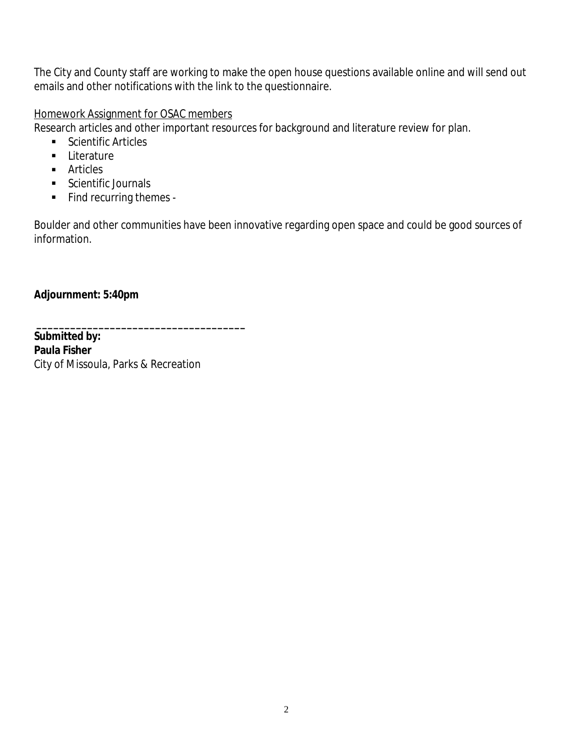The City and County staff are working to make the open house questions available online and will send out emails and other notifications with the link to the questionnaire.

Homework Assignment for OSAC members

Research articles and other important resources for background and literature review for plan.

- Scientific Articles
- Literature
- Articles
- Scientific Journals
- Find recurring themes -

Boulder and other communities have been innovative regarding open space and could be good sources of information.

**Adjournment: 5:40pm**

____________________________________

**Submitted by:**
**Paula Fisher**
City of Missoula, Parks & Recreation